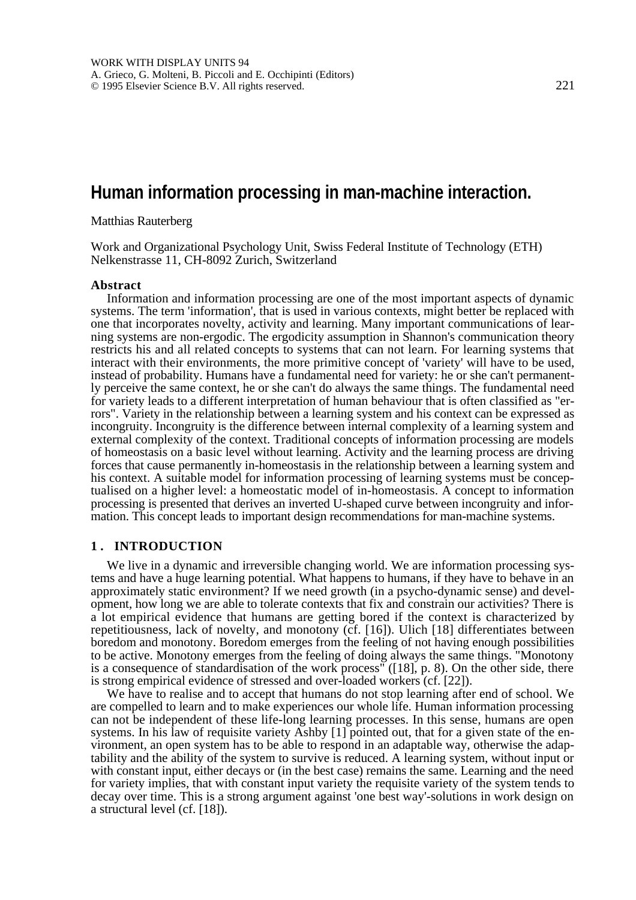WORK WITH DISPLAY UNITS 94
A. Grieco, G. Molteni, B. Piccoli and E. Occhipinti (Editors)
© 1995 Elsevier Science B.V. All rights reserved.

# Human information processing in man-machine interaction.

Matthias Rauterberg

Work and Organizational Psychology Unit, Swiss Federal Institute of Technology (ETH)
Nelkenstrasse 11, CH-8092 Zurich, Switzerland

**Abstract**

Information and information processing are one of the most important aspects of dynamic systems. The term 'information', that is used in various contexts, might better be replaced with one that incorporates novelty, activity and learning. Many important communications of learning systems are non-ergodic. The ergodicity assumption in Shannon's communication theory restricts his and all related concepts to systems that can not learn. For learning systems that interact with their environments, the more primitive concept of 'variety' will have to be used, instead of probability. Humans have a fundamental need for variety: he or she can't permanently perceive the same context, he or she can't do always the same things. The fundamental need for variety leads to a different interpretation of human behaviour that is often classified as "errors". Variety in the relationship between a learning system and his context can be expressed as incongruity. Incongruity is the difference between internal complexity of a learning system and external complexity of the context. Traditional concepts of information processing are models of homeostasis on a basic level without learning. Activity and the learning process are driving forces that cause permanently in-homeostasis in the relationship between a learning system and his context. A suitable model for information processing of learning systems must be conceptualised on a higher level: a homeostatic model of in-homeostasis. A concept to information processing is presented that derives an inverted U-shaped curve between incongruity and information. This concept leads to important design recommendations for man-machine systems.

## 1. INTRODUCTION

We live in a dynamic and irreversible changing world. We are information processing systems and have a huge learning potential. What happens to humans, if they have to behave in an approximately static environment? If we need growth (in a psycho-dynamic sense) and development, how long we are able to tolerate contexts that fix and constrain our activities? There is a lot empirical evidence that humans are getting bored if the context is characterized by repetitiousness, lack of novelty, and monotony (cf. [16]). Ulich [18] differentiates between boredom and monotony. Boredom emerges from the feeling of not having enough possibilities to be active. Monotony emerges from the feeling of doing always the same things. "Monotony is a consequence of standardisation of the work process" ([18], p. 8). On the other side, there is strong empirical evidence of stressed and over-loaded workers (cf. [22]).

We have to realise and to accept that humans do not stop learning after end of school. We are compelled to learn and to make experiences our whole life. Human information processing can not be independent of these life-long learning processes. In this sense, humans are open systems. In his law of requisite variety Ashby [1] pointed out, that for a given state of the environment, an open system has to be able to respond in an adaptable way, otherwise the adaptability and the ability of the system to survive is reduced. A learning system, without input or with constant input, either decays or (in the best case) remains the same. Learning and the need for variety implies, that with constant input variety the requisite variety of the system tends to decay over time. This is a strong argument against 'one best way'-solutions in work design on a structural level (cf. [18]).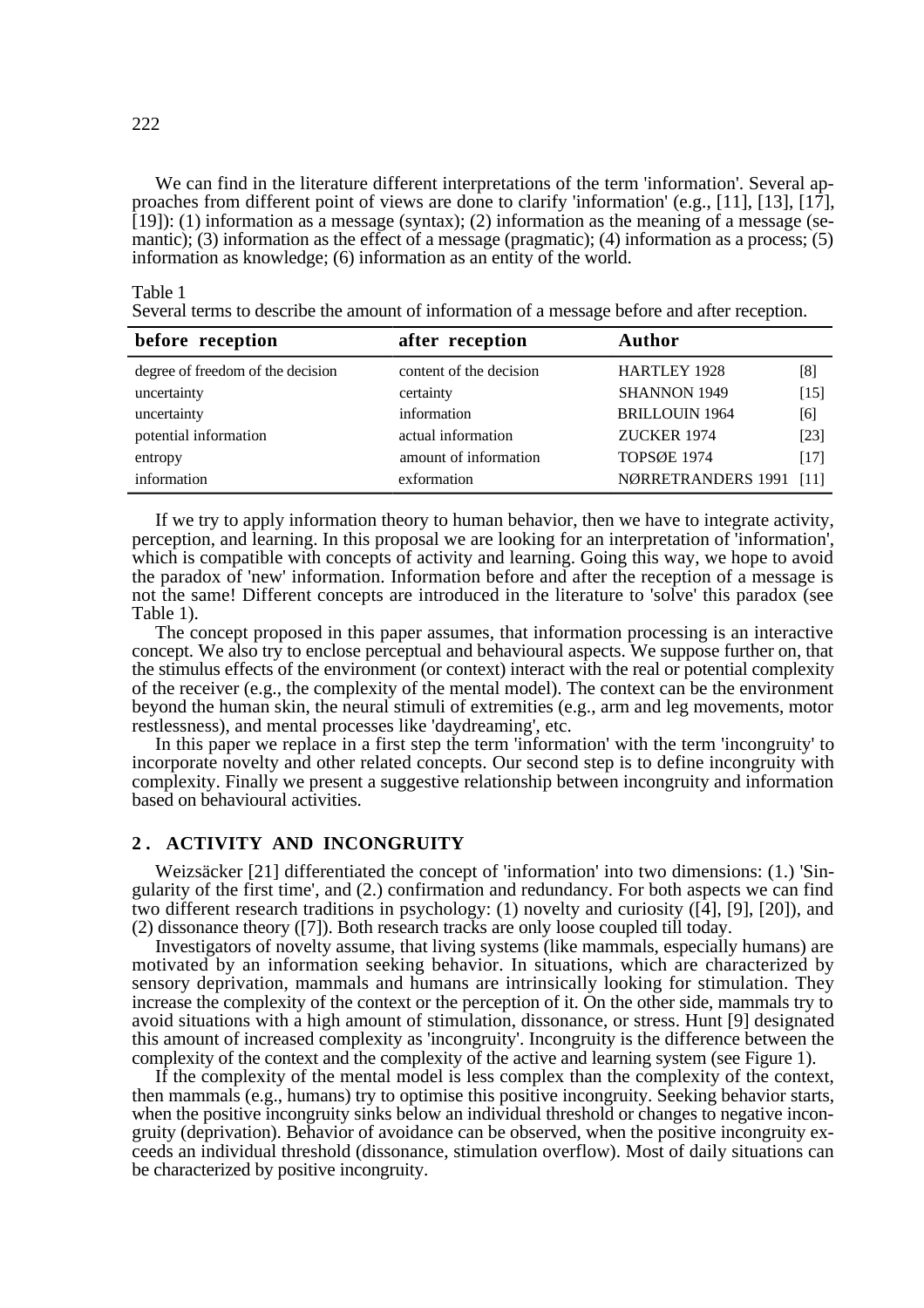We can find in the literature different interpretations of the term 'information'. Several approaches from different point of views are done to clarify 'information' (e.g., [11], [13], [17], [19]): (1) information as a message (syntax); (2) information as the meaning of a message (semantic); (3) information as the effect of a message (pragmatic); (4) information as a process; (5) information as knowledge; (6) information as an entity of the world.

Table 1
Several terms to describe the amount of information of a message before and after reception.

| before reception | after reception | Author | |
|---|---|---|---|
| degree of freedom of the decision | content of the decision | HARTLEY 1928 | [8] |
| uncertainty | certainty | SHANNON 1949 | [15] |
| uncertainty | information | BRILLOUIN 1964 | [6] |
| potential information | actual information | ZUCKER 1974 | [23] |
| entropy | amount of information | TOPSØE 1974 | [17] |
| information | exformation | NØRRETRANDERS 1991 | [11] |

If we try to apply information theory to human behavior, then we have to integrate activity, perception, and learning. In this proposal we are looking for an interpretation of 'information', which is compatible with concepts of activity and learning. Going this way, we hope to avoid the paradox of 'new' information. Information before and after the reception of a message is not the same! Different concepts are introduced in the literature to 'solve' this paradox (see Table 1).

The concept proposed in this paper assumes, that information processing is an interactive concept. We also try to enclose perceptual and behavioural aspects. We suppose further on, that the stimulus effects of the environment (or context) interact with the real or potential complexity of the receiver (e.g., the complexity of the mental model). The context can be the environment beyond the human skin, the neural stimuli of extremities (e.g., arm and leg movements, motor restlessness), and mental processes like 'daydreaming', etc.

In this paper we replace in a first step the term 'information' with the term 'incongruity' to incorporate novelty and other related concepts. Our second step is to define incongruity with complexity. Finally we present a suggestive relationship between incongruity and information based on behavioural activities.

## 2. ACTIVITY AND INCONGRUITY

Weizsäcker [21] differentiated the concept of 'information' into two dimensions: (1.) 'Singularity of the first time', and (2.) confirmation and redundancy. For both aspects we can find two different research traditions in psychology: (1) novelty and curiosity ([4], [9], [20]), and (2) dissonance theory ([7]). Both research tracks are only loose coupled till today.

Investigators of novelty assume, that living systems (like mammals, especially humans) are motivated by an information seeking behavior. In situations, which are characterized by sensory deprivation, mammals and humans are intrinsically looking for stimulation. They increase the complexity of the context or the perception of it. On the other side, mammals try to avoid situations with a high amount of stimulation, dissonance, or stress. Hunt [9] designated this amount of increased complexity as 'incongruity'. Incongruity is the difference between the complexity of the context and the complexity of the active and learning system (see Figure 1).

If the complexity of the mental model is less complex than the complexity of the context, then mammals (e.g., humans) try to optimise this positive incongruity. Seeking behavior starts, when the positive incongruity sinks below an individual threshold or changes to negative incongruity (deprivation). Behavior of avoidance can be observed, when the positive incongruity exceeds an individual threshold (dissonance, stimulation overflow). Most of daily situations can be characterized by positive incongruity.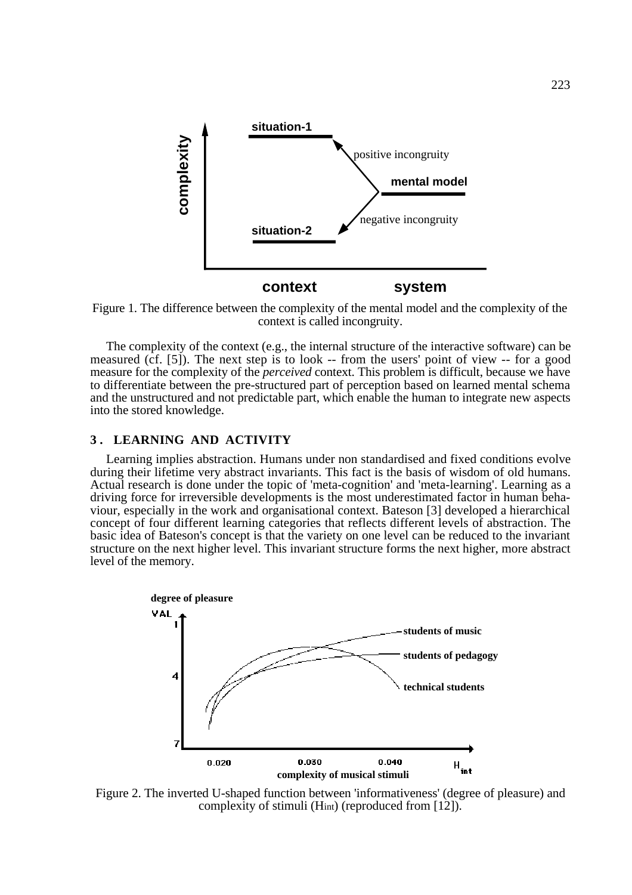Figure 1. The difference between the complexity of the mental model and the complexity of the context is called incongruity.

The complexity of the context (e.g., the internal structure of the interactive software) can be measured (cf. [5]). The next step is to look -- from the users' point of view -- for a good measure for the complexity of the *perceived* context. This problem is difficult, because we have to differentiate between the pre-structured part of perception based on learned mental schema and the unstructured and not predictable part, which enable the human to integrate new aspects into the stored knowledge.

## 3. LEARNING AND ACTIVITY

Learning implies abstraction. Humans under non standardised and fixed conditions evolve during their lifetime very abstract invariants. This fact is the basis of wisdom of old humans. Actual research is done under the topic of 'meta-cognition' and 'meta-learning'. Learning as a driving force for irreversible developments is the most underestimated factor in human behaviour, especially in the work and organisational context. Bateson [3] developed a hierarchical concept of four different learning categories that reflects different levels of abstraction. The basic idea of Bateson's concept is that the variety on one level can be reduced to the invariant structure on the next higher level. This invariant structure forms the next higher, more abstract level of the memory.

Figure 2. The inverted U-shaped function between 'informativeness' (degree of pleasure) and complexity of stimuli ($H_{int}$) (reproduced from [12]).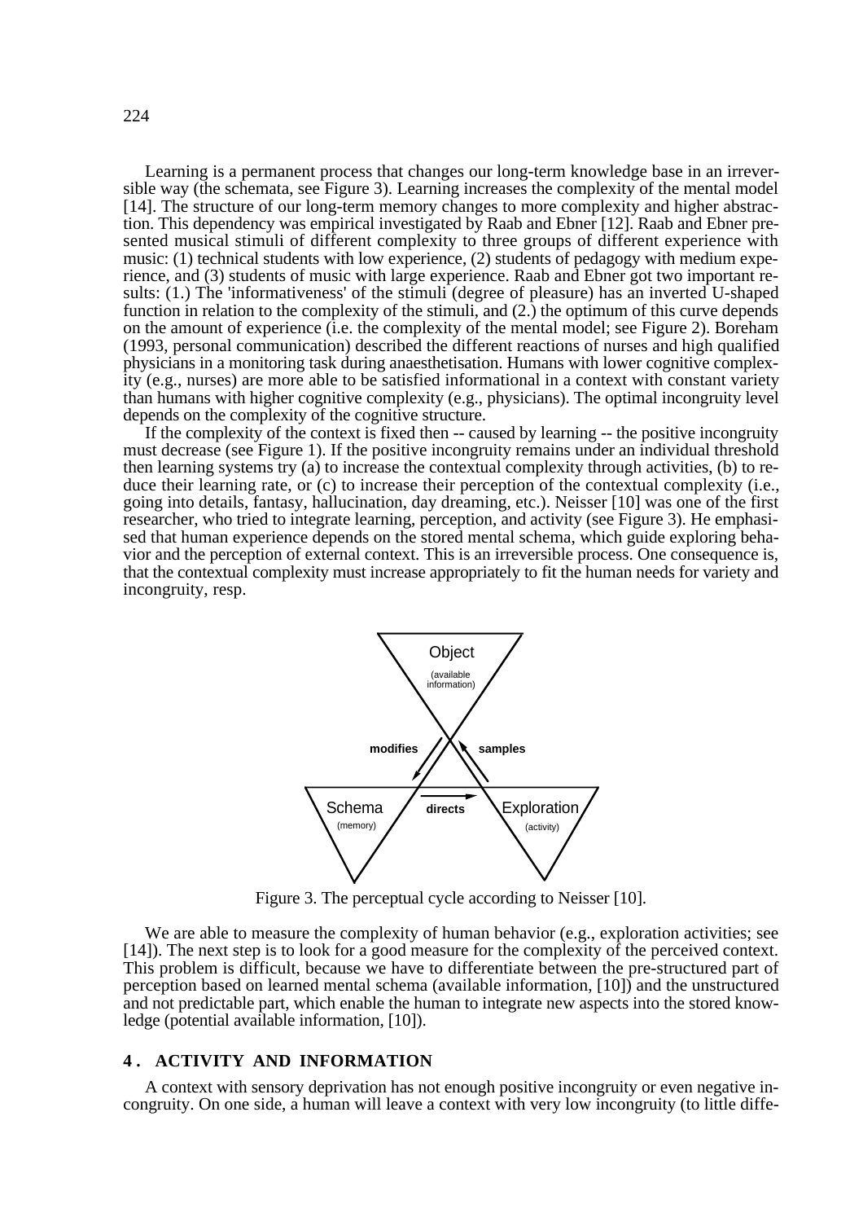Learning is a permanent process that changes our long-term knowledge base in an irreversible way (the schemata, see Figure 3). Learning increases the complexity of the mental model [14]. The structure of our long-term memory changes to more complexity and higher abstraction. This dependency was empirical investigated by Raab and Ebner [12]. Raab and Ebner presented musical stimuli of different complexity to three groups of different experience with music: (1) technical students with low experience, (2) students of pedagogy with medium experience, and (3) students of music with large experience. Raab and Ebner got two important results: (1.) The 'informativeness' of the stimuli (degree of pleasure) has an inverted U-shaped function in relation to the complexity of the stimuli, and (2.) the optimum of this curve depends on the amount of experience (i.e. the complexity of the mental model; see Figure 2). Boreham (1993, personal communication) described the different reactions of nurses and high qualified physicians in a monitoring task during anaesthetisation. Humans with lower cognitive complexity (e.g., nurses) are more able to be satisfied informational in a context with constant variety than humans with higher cognitive complexity (e.g., physicians). The optimal incongruity level depends on the complexity of the cognitive structure.

If the complexity of the context is fixed then -- caused by learning -- the positive incongruity must decrease (see Figure 1). If the positive incongruity remains under an individual threshold then learning systems try (a) to increase the contextual complexity through activities, (b) to reduce their learning rate, or (c) to increase their perception of the contextual complexity (i.e., going into details, fantasy, hallucination, day dreaming, etc.). Neisser [10] was one of the first researcher, who tried to integrate learning, perception, and activity (see Figure 3). He emphasised that human experience depends on the stored mental schema, which guide exploring behavior and the perception of external context. This is an irreversible process. One consequence is, that the contextual complexity must increase appropriately to fit the human needs for variety and incongruity, resp.

Figure 3. The perceptual cycle according to Neisser [10].

We are able to measure the complexity of human behavior (e.g., exploration activities; see [14]). The next step is to look for a good measure for the complexity of the perceived context. This problem is difficult, because we have to differentiate between the pre-structured part of perception based on learned mental schema (available information, [10]) and the unstructured and not predictable part, which enable the human to integrate new aspects into the stored knowledge (potential available information, [10]).

## 4. ACTIVITY AND INFORMATION

A context with sensory deprivation has not enough positive incongruity or even negative incongruity. On one side, a human will leave a context with very low incongruity (to little diffe-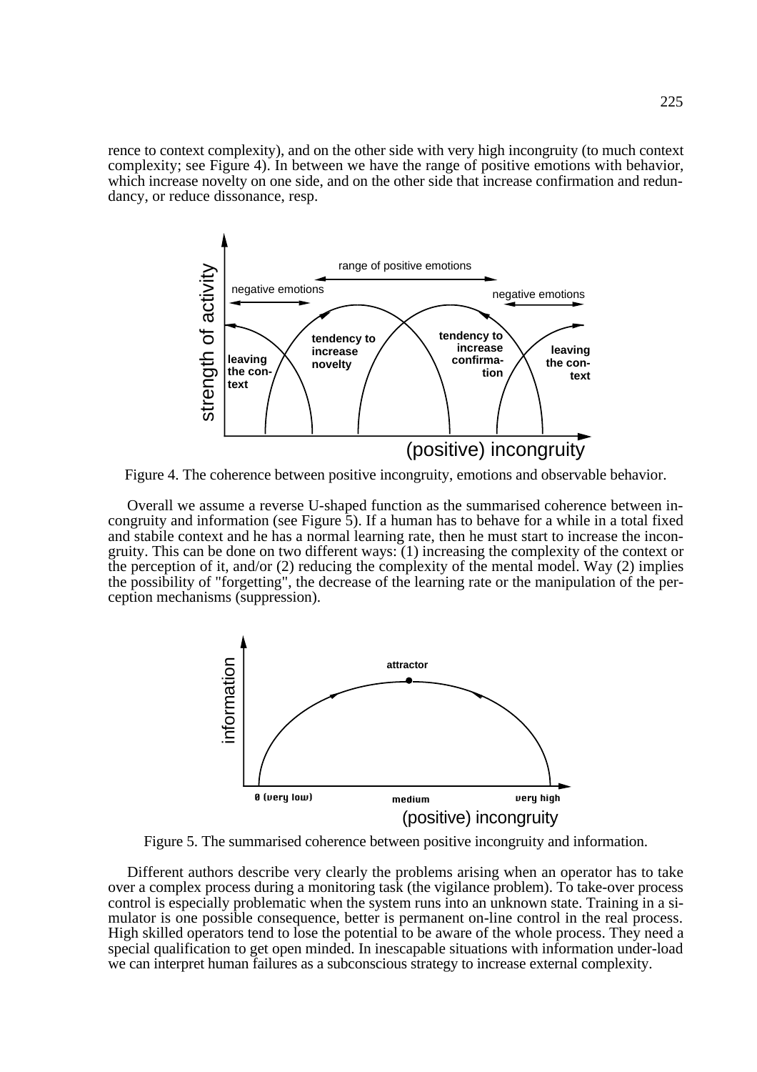rence to context complexity), and on the other side with very high incongruity (to much context complexity; see Figure 4). In between we have the range of positive emotions with behavior, which increase novelty on one side, and on the other side that increase confirmation and redundancy, or reduce dissonance, resp.

Figure 4. The coherence between positive incongruity, emotions and observable behavior.

Overall we assume a reverse U-shaped function as the summarised coherence between incongruity and information (see Figure 5). If a human has to behave for a while in a total fixed and stabile context and he has a normal learning rate, then he must start to increase the incongruity. This can be done on two different ways: (1) increasing the complexity of the context or the perception of it, and/or (2) reducing the complexity of the mental model. Way (2) implies the possibility of "forgetting", the decrease of the learning rate or the manipulation of the perception mechanisms (suppression).

Figure 5. The summarised coherence between positive incongruity and information.

Different authors describe very clearly the problems arising when an operator has to take over a complex process during a monitoring task (the vigilance problem). To take-over process control is especially problematic when the system runs into an unknown state. Training in a simulator is one possible consequence, better is permanent on-line control in the real process. High skilled operators tend to lose the potential to be aware of the whole process. They need a special qualification to get open minded. In inescapable situations with information under-load we can interpret human failures as a subconscious strategy to increase external complexity.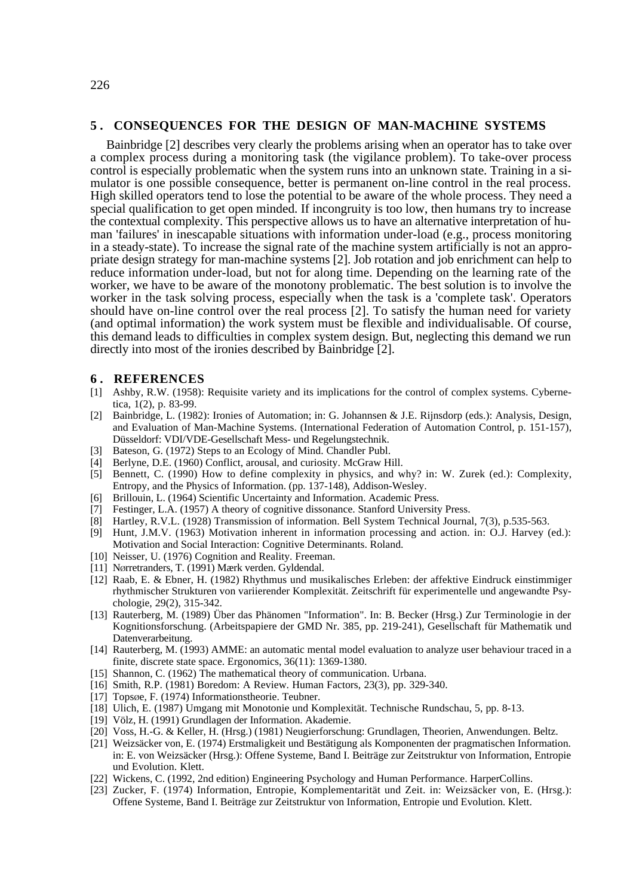## 5. CONSEQUENCES FOR THE DESIGN OF MAN-MACHINE SYSTEMS

Bainbridge [2] describes very clearly the problems arising when an operator has to take over a complex process during a monitoring task (the vigilance problem). To take-over process control is especially problematic when the system runs into an unknown state. Training in a simulator is one possible consequence, better is permanent on-line control in the real process. High skilled operators tend to lose the potential to be aware of the whole process. They need a special qualification to get open minded. If incongruity is too low, then humans try to increase the contextual complexity. This perspective allows us to have an alternative interpretation of human 'failures' in inescapable situations with information under-load (e.g., process monitoring in a steady-state). To increase the signal rate of the machine system artificially is not an appropriate design strategy for man-machine systems [2]. Job rotation and job enrichment can help to reduce information under-load, but not for along time. Depending on the learning rate of the worker, we have to be aware of the monotony problematic. The best solution is to involve the worker in the task solving process, especially when the task is a 'complete task'. Operators should have on-line control over the real process [2]. To satisfy the human need for variety (and optimal information) the work system must be flexible and individualisable. Of course, this demand leads to difficulties in complex system design. But, neglecting this demand we run directly into most of the ironies described by Bainbridge [2].

## 6. REFERENCES

[1] Ashby, R.W. (1958): Requisite variety and its implications for the control of complex systems. Cybernetica, 1(2), p. 83-99.
[2] Bainbridge, L. (1982): Ironies of Automation; in: G. Johannsen & J.E. Rijnsdorp (eds.): Analysis, Design, and Evaluation of Man-Machine Systems. (International Federation of Automation Control, p. 151-157), Düsseldorf: VDI/VDE-Gesellschaft Mess- und Regelungstechnik.
[3] Bateson, G. (1972) Steps to an Ecology of Mind. Chandler Publ.
[4] Berlyne, D.E. (1960) Conflict, arousal, and curiosity. McGraw Hill.
[5] Bennett, C. (1990) How to define complexity in physics, and why? in: W. Zurek (ed.): Complexity, Entropy, and the Physics of Information. (pp. 137-148), Addison-Wesley.
[6] Brillouin, L. (1964) Scientific Uncertainty and Information. Academic Press.
[7] Festinger, L.A. (1957) A theory of cognitive dissonance. Stanford University Press.
[8] Hartley, R.V.L. (1928) Transmission of information. Bell System Technical Journal, 7(3), p.535-563.
[9] Hunt, J.M.V. (1963) Motivation inherent in information processing and action. in: O.J. Harvey (ed.): Motivation and Social Interaction: Cognitive Determinants. Roland.
[10] Neisser, U. (1976) Cognition and Reality. Freeman.
[11] Nørretranders, T. (1991) Mærk verden. Gyldendal.
[12] Raab, E. & Ebner, H. (1982) Rhythmus und musikalisches Erleben: der affektive Eindruck einstimmiger rhythmischer Strukturen von variierender Komplexität. Zeitschrift für experimentelle und angewandte Psychologie, 29(2), 315-342.
[13] Rauterberg, M. (1989) Über das Phänomen "Information". In: B. Becker (Hrsg.) Zur Terminologie in der Kognitionsforschung. (Arbeitspapiere der GMD Nr. 385, pp. 219-241), Gesellschaft für Mathematik und Datenverarbeitung.
[14] Rauterberg, M. (1993) AMME: an automatic mental model evaluation to analyze user behaviour traced in a finite, discrete state space. Ergonomics, 36(11): 1369-1380.
[15] Shannon, C. (1962) The mathematical theory of communication. Urbana.
[16] Smith, R.P. (1981) Boredom: A Review. Human Factors, 23(3), pp. 329-340.
[17] Topsøe, F. (1974) Informationstheorie. Teubner.
[18] Ulich, E. (1987) Umgang mit Monotonie und Komplexität. Technische Rundschau, 5, pp. 8-13.
[19] Völz, H. (1991) Grundlagen der Information. Akademie.
[20] Voss, H.-G. & Keller, H. (Hrsg.) (1981) Neugierforschung: Grundlagen, Theorien, Anwendungen. Beltz.
[21] Weizsäcker von, E. (1974) Erstmaligkeit und Bestätigung als Komponenten der pragmatischen Information. in: E. von Weizsäcker (Hrsg.): Offene Systeme, Band I. Beiträge zur Zeitstruktur von Information, Entropie und Evolution. Klett.
[22] Wickens, C. (1992, 2nd edition) Engineering Psychology and Human Performance. HarperCollins.
[23] Zucker, F. (1974) Information, Entropie, Komplementarität und Zeit. in: Weizsäcker von, E. (Hrsg.): Offene Systeme, Band I. Beiträge zur Zeitstruktur von Information, Entropie und Evolution. Klett.